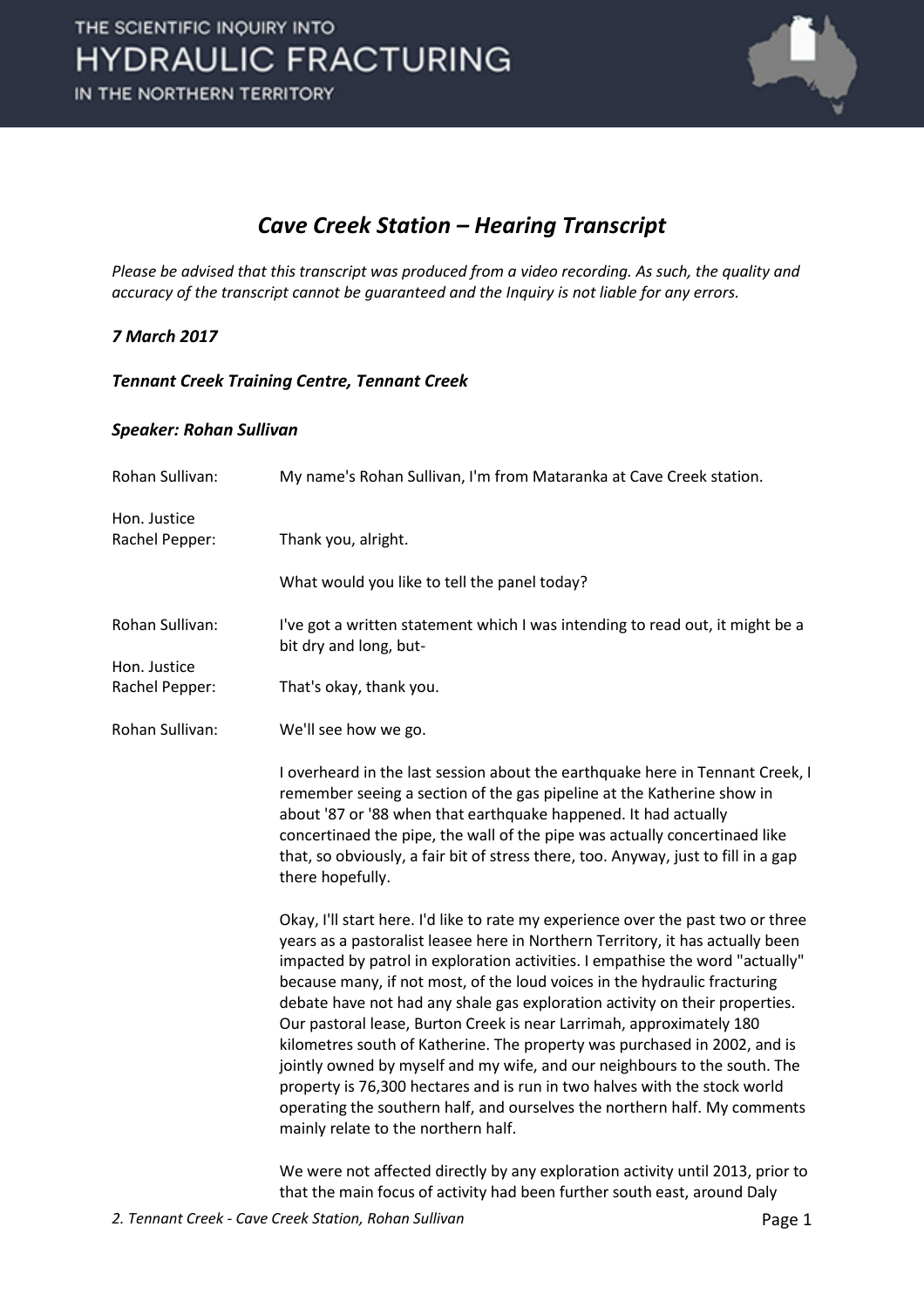# *Cave Creek Station – Hearing Transcript*

*Please be advised that this transcript was produced from a video recording. As such, the quality and accuracy of the transcript cannot be guaranteed and the Inquiry is not liable for any errors.*

***7 March 2017***

***Tennant Creek Training Centre, Tennant Creek***

***Speaker: Rohan Sullivan***

Rohan Sullivan: My name's Rohan Sullivan, I'm from Mataranka at Cave Creek station.

Hon. Justice Rachel Pepper: Thank you, alright.

What would you like to tell the panel today?

Rohan Sullivan: I've got a written statement which I was intending to read out, it might be a bit dry and long, but-

Hon. Justice Rachel Pepper: That's okay, thank you.

Rohan Sullivan: We'll see how we go.

I overheard in the last session about the earthquake here in Tennant Creek, I remember seeing a section of the gas pipeline at the Katherine show in about '87 or '88 when that earthquake happened. It had actually concertinaed the pipe, the wall of the pipe was actually concertinaed like that, so obviously, a fair bit of stress there, too. Anyway, just to fill in a gap there hopefully.

Okay, I'll start here. I'd like to rate my experience over the past two or three years as a pastoralist leasee here in Northern Territory, it has actually been impacted by patrol in exploration activities. I empathise the word "actually" because many, if not most, of the loud voices in the hydraulic fracturing debate have not had any shale gas exploration activity on their properties. Our pastoral lease, Burton Creek is near Larrimah, approximately 180 kilometres south of Katherine. The property was purchased in 2002, and is jointly owned by myself and my wife, and our neighbours to the south. The property is 76,300 hectares and is run in two halves with the stock world operating the southern half, and ourselves the northern half. My comments mainly relate to the northern half.

We were not affected directly by any exploration activity until 2013, prior to that the main focus of activity had been further south east, around Daly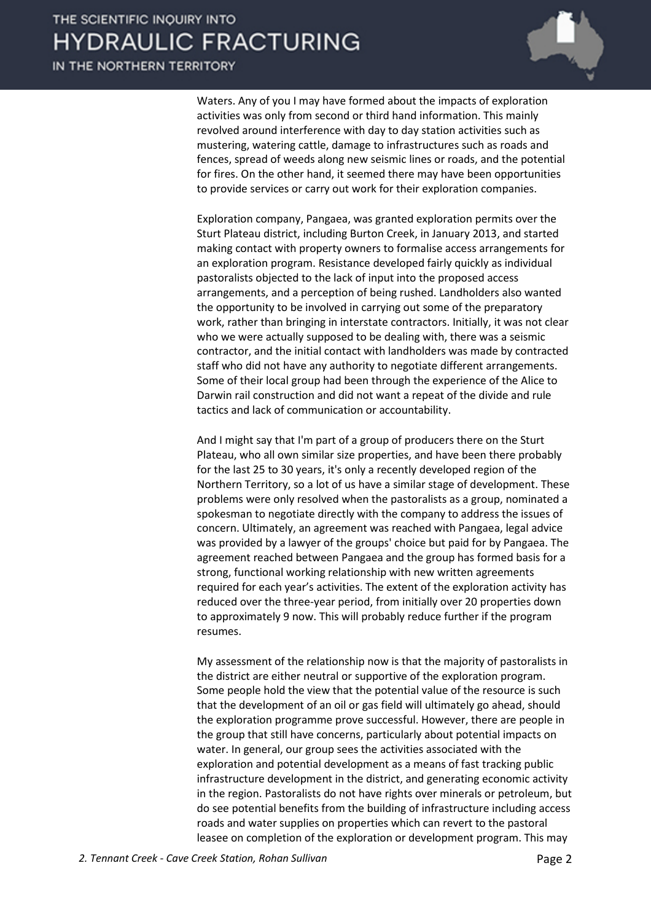Waters. Any of you I may have formed about the impacts of exploration activities was only from second or third hand information. This mainly revolved around interference with day to day station activities such as mustering, watering cattle, damage to infrastructures such as roads and fences, spread of weeds along new seismic lines or roads, and the potential for fires. On the other hand, it seemed there may have been opportunities to provide services or carry out work for their exploration companies.

Exploration company, Pangaea, was granted exploration permits over the Sturt Plateau district, including Burton Creek, in January 2013, and started making contact with property owners to formalise access arrangements for an exploration program. Resistance developed fairly quickly as individual pastoralists objected to the lack of input into the proposed access arrangements, and a perception of being rushed. Landholders also wanted the opportunity to be involved in carrying out some of the preparatory work, rather than bringing in interstate contractors. Initially, it was not clear who we were actually supposed to be dealing with, there was a seismic contractor, and the initial contact with landholders was made by contracted staff who did not have any authority to negotiate different arrangements. Some of their local group had been through the experience of the Alice to Darwin rail construction and did not want a repeat of the divide and rule tactics and lack of communication or accountability.

And I might say that I'm part of a group of producers there on the Sturt Plateau, who all own similar size properties, and have been there probably for the last 25 to 30 years, it's only a recently developed region of the Northern Territory, so a lot of us have a similar stage of development. These problems were only resolved when the pastoralists as a group, nominated a spokesman to negotiate directly with the company to address the issues of concern. Ultimately, an agreement was reached with Pangaea, legal advice was provided by a lawyer of the groups' choice but paid for by Pangaea. The agreement reached between Pangaea and the group has formed basis for a strong, functional working relationship with new written agreements required for each year's activities. The extent of the exploration activity has reduced over the three-year period, from initially over 20 properties down to approximately 9 now. This will probably reduce further if the program resumes.

My assessment of the relationship now is that the majority of pastoralists in the district are either neutral or supportive of the exploration program. Some people hold the view that the potential value of the resource is such that the development of an oil or gas field will ultimately go ahead, should the exploration programme prove successful. However, there are people in the group that still have concerns, particularly about potential impacts on water. In general, our group sees the activities associated with the exploration and potential development as a means of fast tracking public infrastructure development in the district, and generating economic activity in the region. Pastoralists do not have rights over minerals or petroleum, but do see potential benefits from the building of infrastructure including access roads and water supplies on properties which can revert to the pastoral leasee on completion of the exploration or development program. This may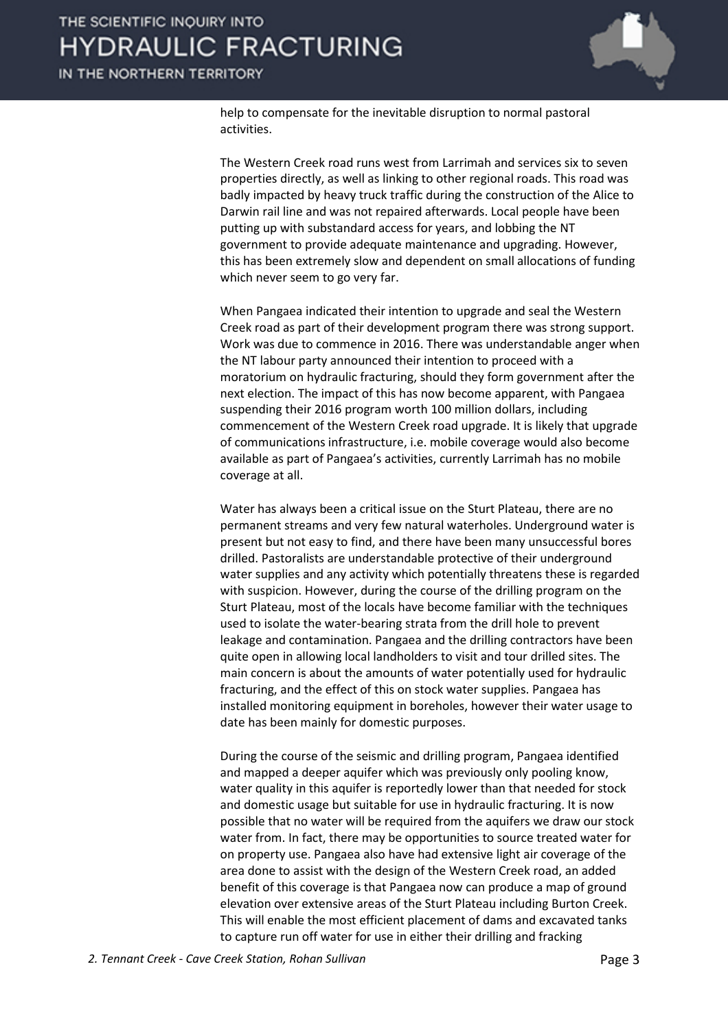help to compensate for the inevitable disruption to normal pastoral activities.

The Western Creek road runs west from Larrimah and services six to seven properties directly, as well as linking to other regional roads. This road was badly impacted by heavy truck traffic during the construction of the Alice to Darwin rail line and was not repaired afterwards. Local people have been putting up with substandard access for years, and lobbing the NT government to provide adequate maintenance and upgrading. However, this has been extremely slow and dependent on small allocations of funding which never seem to go very far.

When Pangaea indicated their intention to upgrade and seal the Western Creek road as part of their development program there was strong support. Work was due to commence in 2016. There was understandable anger when the NT labour party announced their intention to proceed with a moratorium on hydraulic fracturing, should they form government after the next election. The impact of this has now become apparent, with Pangaea suspending their 2016 program worth 100 million dollars, including commencement of the Western Creek road upgrade. It is likely that upgrade of communications infrastructure, i.e. mobile coverage would also become available as part of Pangaea's activities, currently Larrimah has no mobile coverage at all.

Water has always been a critical issue on the Sturt Plateau, there are no permanent streams and very few natural waterholes. Underground water is present but not easy to find, and there have been many unsuccessful bores drilled. Pastoralists are understandable protective of their underground water supplies and any activity which potentially threatens these is regarded with suspicion. However, during the course of the drilling program on the Sturt Plateau, most of the locals have become familiar with the techniques used to isolate the water-bearing strata from the drill hole to prevent leakage and contamination. Pangaea and the drilling contractors have been quite open in allowing local landholders to visit and tour drilled sites. The main concern is about the amounts of water potentially used for hydraulic fracturing, and the effect of this on stock water supplies. Pangaea has installed monitoring equipment in boreholes, however their water usage to date has been mainly for domestic purposes.

During the course of the seismic and drilling program, Pangaea identified and mapped a deeper aquifer which was previously only pooling know, water quality in this aquifer is reportedly lower than that needed for stock and domestic usage but suitable for use in hydraulic fracturing. It is now possible that no water will be required from the aquifers we draw our stock water from. In fact, there may be opportunities to source treated water for on property use. Pangaea also have had extensive light air coverage of the area done to assist with the design of the Western Creek road, an added benefit of this coverage is that Pangaea now can produce a map of ground elevation over extensive areas of the Sturt Plateau including Burton Creek. This will enable the most efficient placement of dams and excavated tanks to capture run off water for use in either their drilling and fracking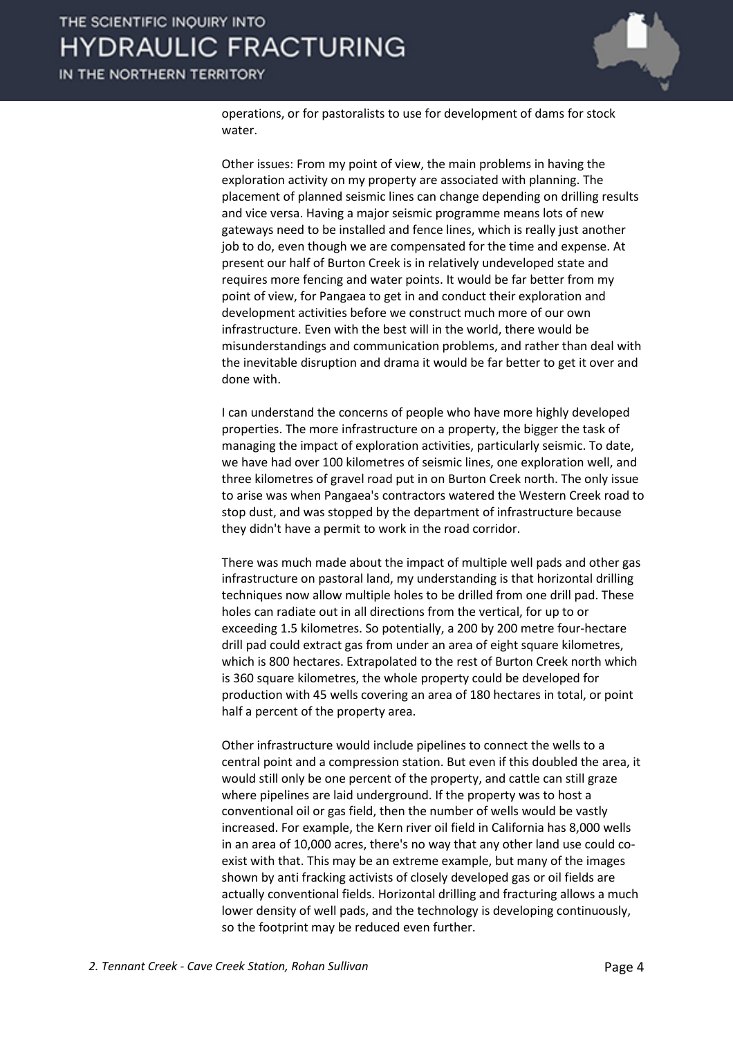operations, or for pastoralists to use for development of dams for stock water.

Other issues: From my point of view, the main problems in having the exploration activity on my property are associated with planning. The placement of planned seismic lines can change depending on drilling results and vice versa. Having a major seismic programme means lots of new gateways need to be installed and fence lines, which is really just another job to do, even though we are compensated for the time and expense. At present our half of Burton Creek is in relatively undeveloped state and requires more fencing and water points. It would be far better from my point of view, for Pangaea to get in and conduct their exploration and development activities before we construct much more of our own infrastructure. Even with the best will in the world, there would be misunderstandings and communication problems, and rather than deal with the inevitable disruption and drama it would be far better to get it over and done with.

I can understand the concerns of people who have more highly developed properties. The more infrastructure on a property, the bigger the task of managing the impact of exploration activities, particularly seismic. To date, we have had over 100 kilometres of seismic lines, one exploration well, and three kilometres of gravel road put in on Burton Creek north. The only issue to arise was when Pangaea's contractors watered the Western Creek road to stop dust, and was stopped by the department of infrastructure because they didn't have a permit to work in the road corridor.

There was much made about the impact of multiple well pads and other gas infrastructure on pastoral land, my understanding is that horizontal drilling techniques now allow multiple holes to be drilled from one drill pad. These holes can radiate out in all directions from the vertical, for up to or exceeding 1.5 kilometres. So potentially, a 200 by 200 metre four-hectare drill pad could extract gas from under an area of eight square kilometres, which is 800 hectares. Extrapolated to the rest of Burton Creek north which is 360 square kilometres, the whole property could be developed for production with 45 wells covering an area of 180 hectares in total, or point half a percent of the property area.

Other infrastructure would include pipelines to connect the wells to a central point and a compression station. But even if this doubled the area, it would still only be one percent of the property, and cattle can still graze where pipelines are laid underground. If the property was to host a conventional oil or gas field, then the number of wells would be vastly increased. For example, the Kern river oil field in California has 8,000 wells in an area of 10,000 acres, there's no way that any other land use could co-exist with that. This may be an extreme example, but many of the images shown by anti fracking activists of closely developed gas or oil fields are actually conventional fields. Horizontal drilling and fracturing allows a much lower density of well pads, and the technology is developing continuously, so the footprint may be reduced even further.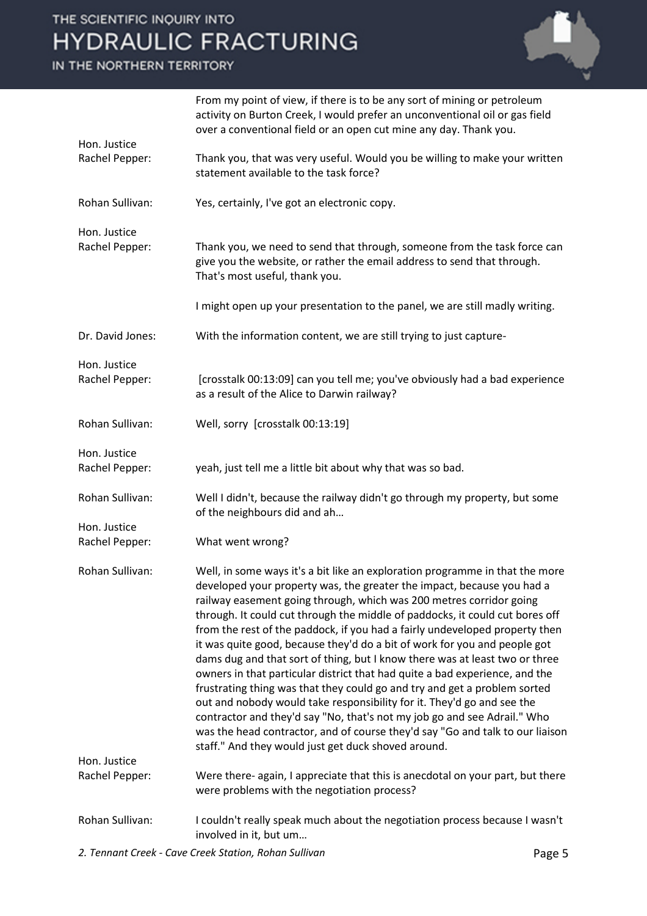From my point of view, if there is to be any sort of mining or petroleum activity on Burton Creek, I would prefer an unconventional oil or gas field over a conventional field or an open cut mine any day. Thank you.

**Hon. Justice Rachel Pepper:** Thank you, that was very useful. Would you be willing to make your written statement available to the task force?

**Rohan Sullivan:** Yes, certainly, I've got an electronic copy.

**Hon. Justice Rachel Pepper:** Thank you, we need to send that through, someone from the task force can give you the website, or rather the email address to send that through. That's most useful, thank you.

I might open up your presentation to the panel, we are still madly writing.

**Dr. David Jones:** With the information content, we are still trying to just capture-

**Hon. Justice Rachel Pepper:** [crosstalk 00:13:09] can you tell me; you've obviously had a bad experience as a result of the Alice to Darwin railway?

**Rohan Sullivan:** Well, sorry [crosstalk 00:13:19]

**Hon. Justice Rachel Pepper:** yeah, just tell me a little bit about why that was so bad.

**Rohan Sullivan:** Well I didn't, because the railway didn't go through my property, but some of the neighbours did and ah…

**Hon. Justice Rachel Pepper:** What went wrong?

**Rohan Sullivan:** Well, in some ways it's a bit like an exploration programme in that the more developed your property was, the greater the impact, because you had a railway easement going through, which was 200 metres corridor going through. It could cut through the middle of paddocks, it could cut bores off from the rest of the paddock, if you had a fairly undeveloped property then it was quite good, because they'd do a bit of work for you and people got dams dug and that sort of thing, but I know there was at least two or three owners in that particular district that had quite a bad experience, and the frustrating thing was that they could go and try and get a problem sorted out and nobody would take responsibility for it. They'd go and see the contractor and they'd say "No, that's not my job go and see Adrail." Who was the head contractor, and of course they'd say "Go and talk to our liaison staff." And they would just get duck shoved around.

**Hon. Justice Rachel Pepper:** Were there- again, I appreciate that this is anecdotal on your part, but there were problems with the negotiation process?

**Rohan Sullivan:** I couldn't really speak much about the negotiation process because I wasn't involved in it, but um…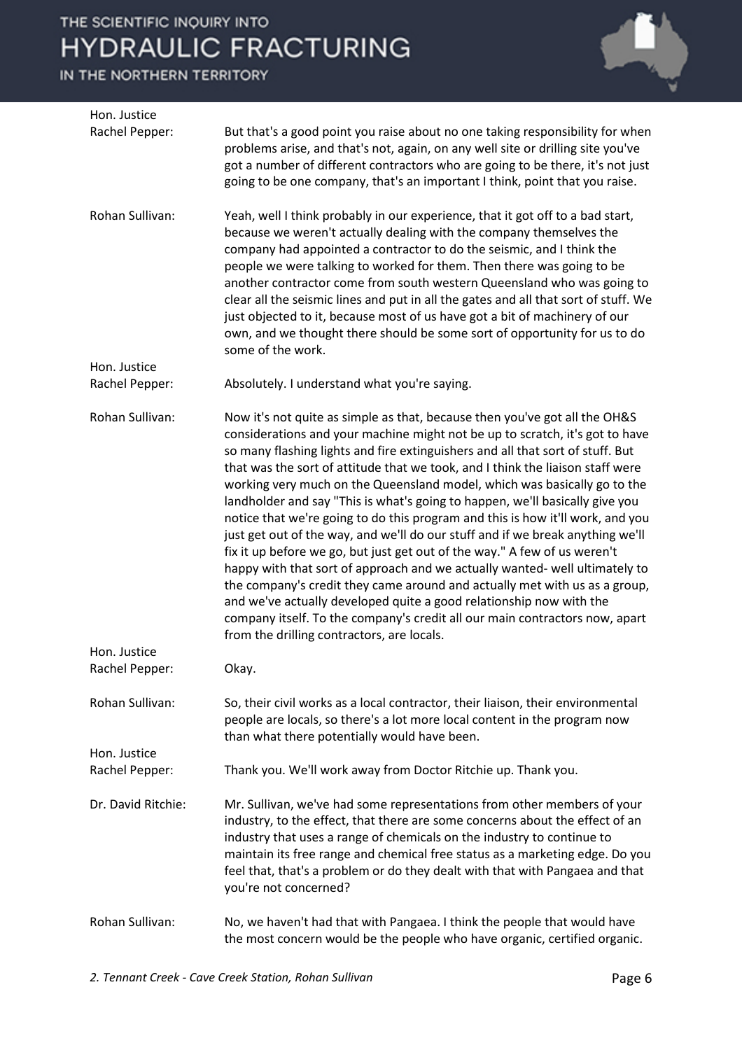**Hon. Justice Rachel Pepper:** But that's a good point you raise about no one taking responsibility for when problems arise, and that's not, again, on any well site or drilling site you've got a number of different contractors who are going to be there, it's not just going to be one company, that's an important I think, point that you raise.

**Rohan Sullivan:** Yeah, well I think probably in our experience, that it got off to a bad start, because we weren't actually dealing with the company themselves the company had appointed a contractor to do the seismic, and I think the people we were talking to worked for them. Then there was going to be another contractor come from south western Queensland who was going to clear all the seismic lines and put in all the gates and all that sort of stuff. We just objected to it, because most of us have got a bit of machinery of our own, and we thought there should be some sort of opportunity for us to do some of the work.

**Hon. Justice Rachel Pepper:** Absolutely. I understand what you're saying.

**Rohan Sullivan:** Now it's not quite as simple as that, because then you've got all the OH&S considerations and your machine might not be up to scratch, it's got to have so many flashing lights and fire extinguishers and all that sort of stuff. But that was the sort of attitude that we took, and I think the liaison staff were working very much on the Queensland model, which was basically go to the landholder and say "This is what's going to happen, we'll basically give you notice that we're going to do this program and this is how it'll work, and you just get out of the way, and we'll do our stuff and if we break anything we'll fix it up before we go, but just get out of the way." A few of us weren't happy with that sort of approach and we actually wanted- well ultimately to the company's credit they came around and actually met with us as a group, and we've actually developed quite a good relationship now with the company itself. To the company's credit all our main contractors now, apart from the drilling contractors, are locals.

**Hon. Justice Rachel Pepper:** Okay.

**Rohan Sullivan:** So, their civil works as a local contractor, their liaison, their environmental people are locals, so there's a lot more local content in the program now than what there potentially would have been.

**Hon. Justice Rachel Pepper:** Thank you. We'll work away from Doctor Ritchie up. Thank you.

**Dr. David Ritchie:** Mr. Sullivan, we've had some representations from other members of your industry, to the effect, that there are some concerns about the effect of an industry that uses a range of chemicals on the industry to continue to maintain its free range and chemical free status as a marketing edge. Do you feel that, that's a problem or do they dealt with that with Pangaea and that you're not concerned?

**Rohan Sullivan:** No, we haven't had that with Pangaea. I think the people that would have the most concern would be the people who have organic, certified organic.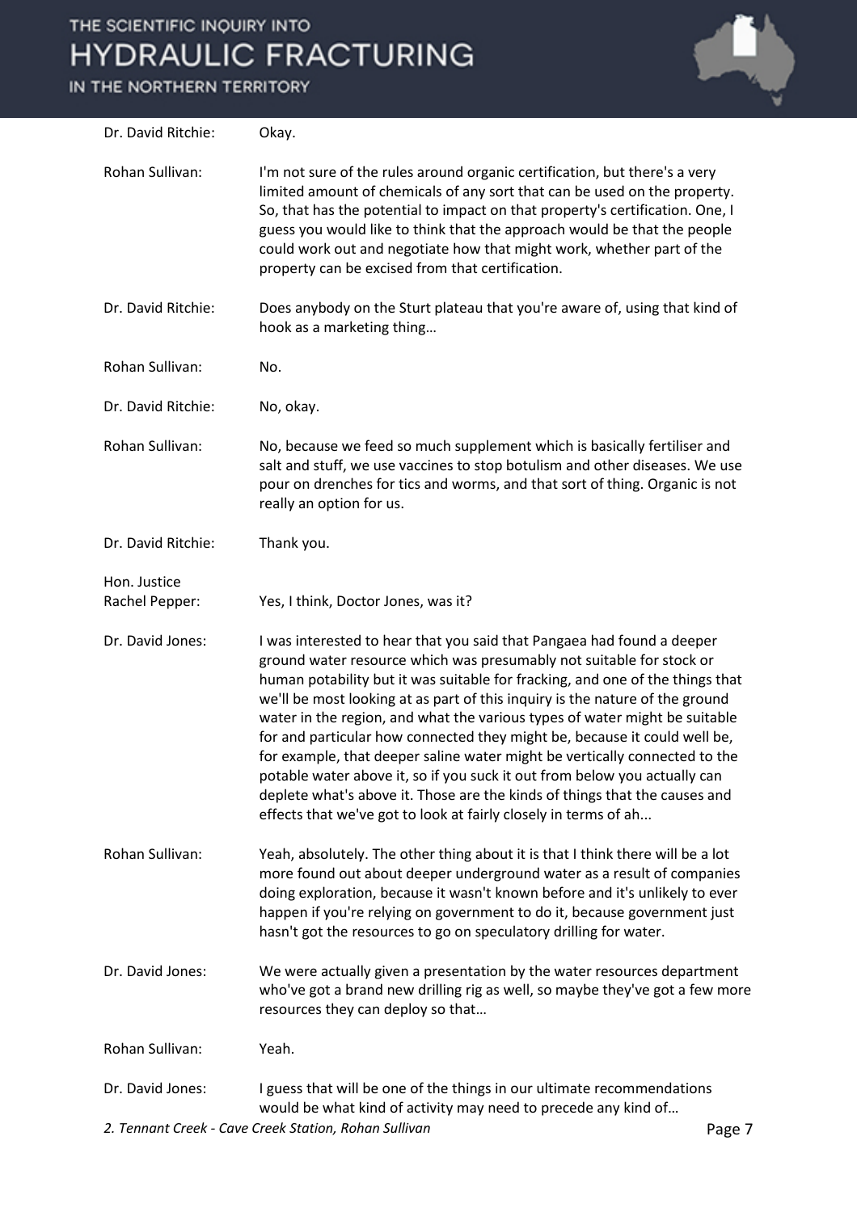Dr. David Ritchie: Okay.

Rohan Sullivan: I'm not sure of the rules around organic certification, but there's a very limited amount of chemicals of any sort that can be used on the property. So, that has the potential to impact on that property's certification. One, I guess you would like to think that the approach would be that the people could work out and negotiate how that might work, whether part of the property can be excised from that certification.

Dr. David Ritchie: Does anybody on the Sturt plateau that you're aware of, using that kind of hook as a marketing thing…

Rohan Sullivan: No.

Dr. David Ritchie: No, okay.

Rohan Sullivan: No, because we feed so much supplement which is basically fertiliser and salt and stuff, we use vaccines to stop botulism and other diseases. We use pour on drenches for tics and worms, and that sort of thing. Organic is not really an option for us.

Dr. David Ritchie: Thank you.

Hon. Justice Rachel Pepper: Yes, I think, Doctor Jones, was it?

Dr. David Jones: I was interested to hear that you said that Pangaea had found a deeper ground water resource which was presumably not suitable for stock or human potability but it was suitable for fracking, and one of the things that we'll be most looking at as part of this inquiry is the nature of the ground water in the region, and what the various types of water might be suitable for and particular how connected they might be, because it could well be, for example, that deeper saline water might be vertically connected to the potable water above it, so if you suck it out from below you actually can deplete what's above it. Those are the kinds of things that the causes and effects that we've got to look at fairly closely in terms of ah...

Rohan Sullivan: Yeah, absolutely. The other thing about it is that I think there will be a lot more found out about deeper underground water as a result of companies doing exploration, because it wasn't known before and it's unlikely to ever happen if you're relying on government to do it, because government just hasn't got the resources to go on speculatory drilling for water.

Dr. David Jones: We were actually given a presentation by the water resources department who've got a brand new drilling rig as well, so maybe they've got a few more resources they can deploy so that…

Rohan Sullivan: Yeah.

Dr. David Jones: I guess that will be one of the things in our ultimate recommendations would be what kind of activity may need to precede any kind of…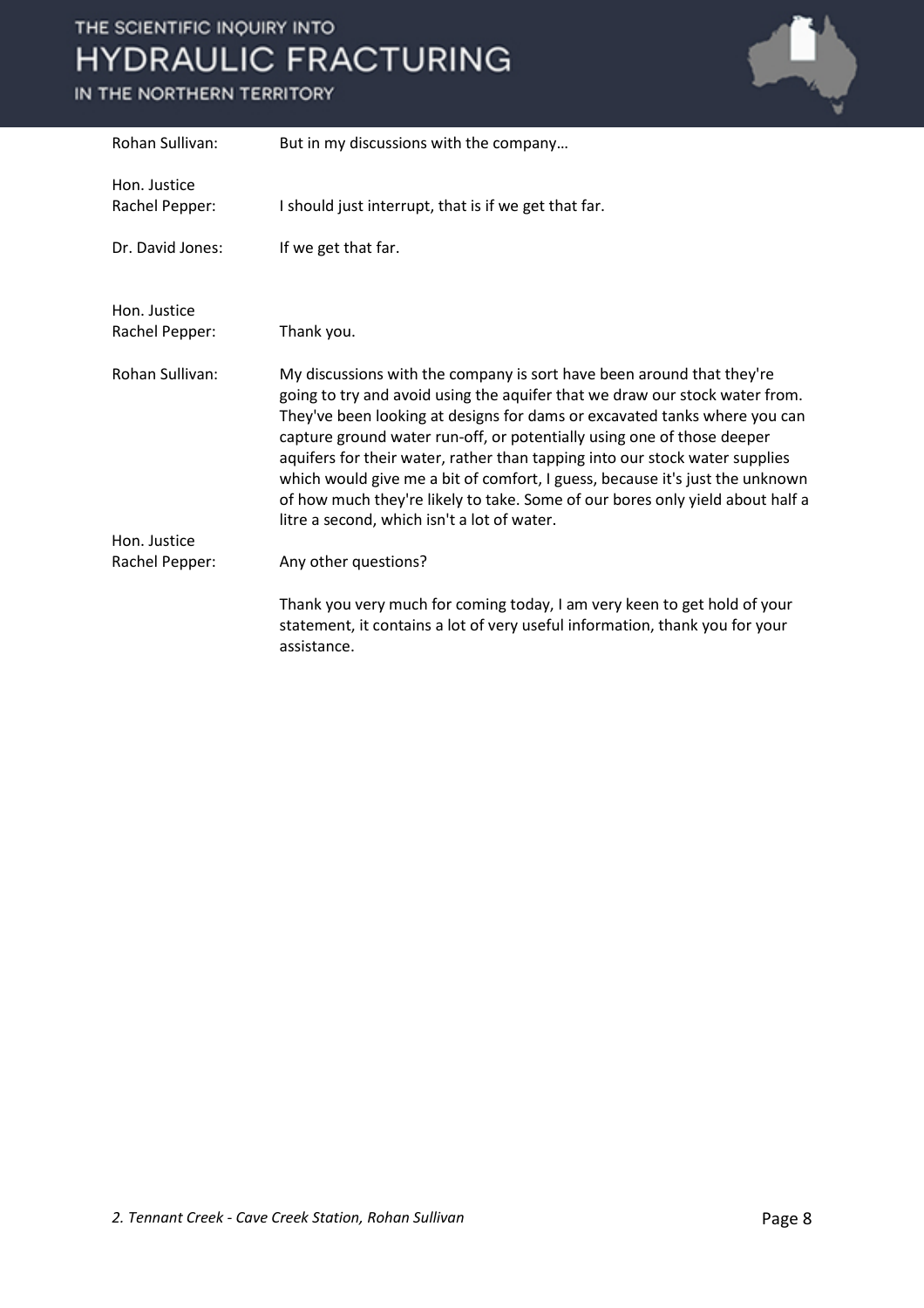Rohan Sullivan: But in my discussions with the company…

Hon. Justice Rachel Pepper: I should just interrupt, that is if we get that far.

Dr. David Jones: If we get that far.

Hon. Justice Rachel Pepper: Thank you.

Rohan Sullivan: My discussions with the company is sort have been around that they're going to try and avoid using the aquifer that we draw our stock water from. They've been looking at designs for dams or excavated tanks where you can capture ground water run-off, or potentially using one of those deeper aquifers for their water, rather than tapping into our stock water supplies which would give me a bit of comfort, I guess, because it's just the unknown of how much they're likely to take. Some of our bores only yield about half a litre a second, which isn't a lot of water.

Hon. Justice Rachel Pepper: Any other questions?

Thank you very much for coming today, I am very keen to get hold of your statement, it contains a lot of very useful information, thank you for your assistance.